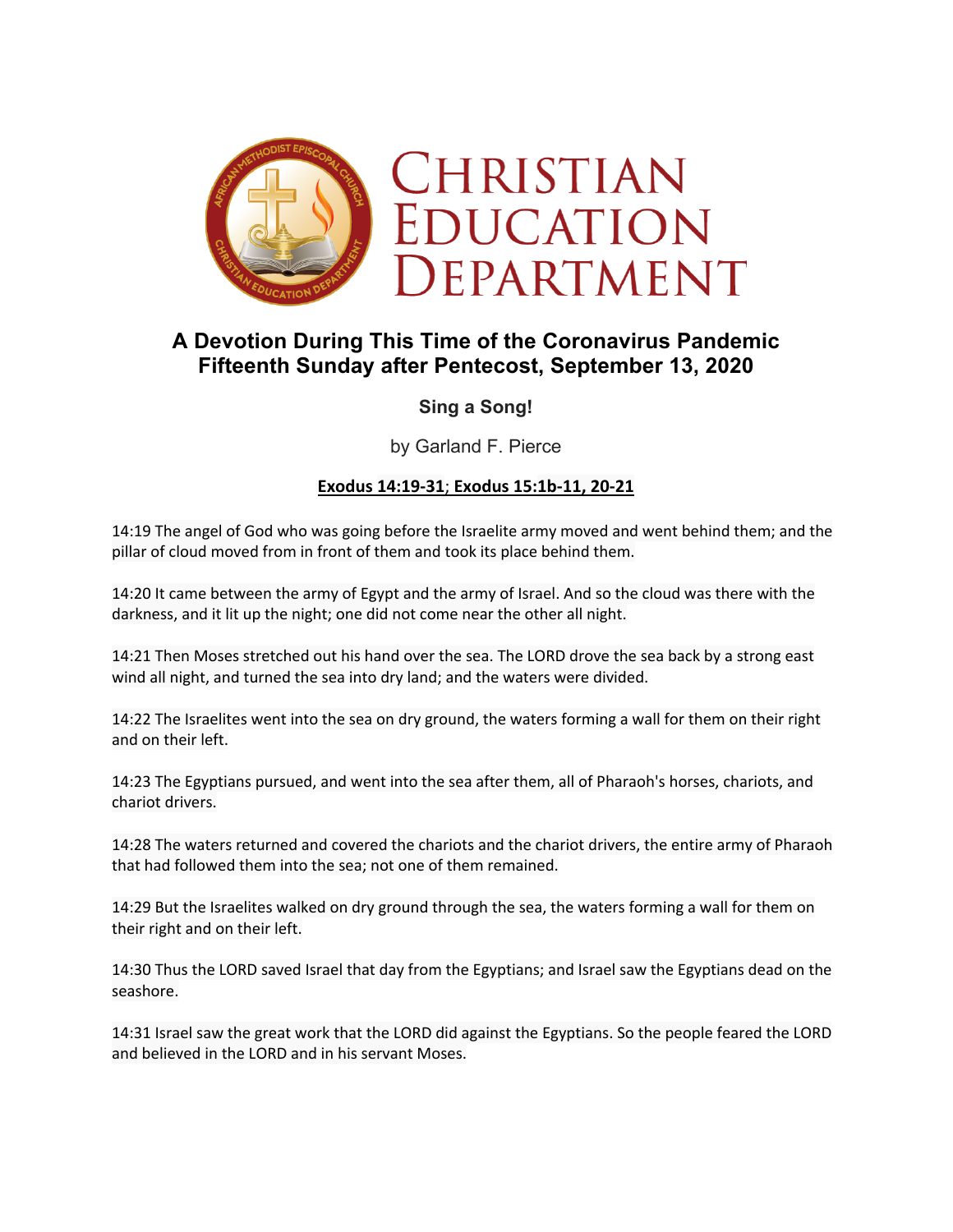# Christian Education Department

## A Devotion During This Time of the Coronavirus Pandemic
## Fifteenth Sunday after Pentecost, September 13, 2020

### Sing a Song!

by Garland F. Pierce

**Exodus 14:19-31; Exodus 15:1b-11, 20-21**

14:19 The angel of God who was going before the Israelite army moved and went behind them; and the pillar of cloud moved from in front of them and took its place behind them.

14:20 It came between the army of Egypt and the army of Israel. And so the cloud was there with the darkness, and it lit up the night; one did not come near the other all night.

14:21 Then Moses stretched out his hand over the sea. The LORD drove the sea back by a strong east wind all night, and turned the sea into dry land; and the waters were divided.

14:22 The Israelites went into the sea on dry ground, the waters forming a wall for them on their right and on their left.

14:23 The Egyptians pursued, and went into the sea after them, all of Pharaoh's horses, chariots, and chariot drivers.

14:28 The waters returned and covered the chariots and the chariot drivers, the entire army of Pharaoh that had followed them into the sea; not one of them remained.

14:29 But the Israelites walked on dry ground through the sea, the waters forming a wall for them on their right and on their left.

14:30 Thus the LORD saved Israel that day from the Egyptians; and Israel saw the Egyptians dead on the seashore.

14:31 Israel saw the great work that the LORD did against the Egyptians. So the people feared the LORD and believed in the LORD and in his servant Moses.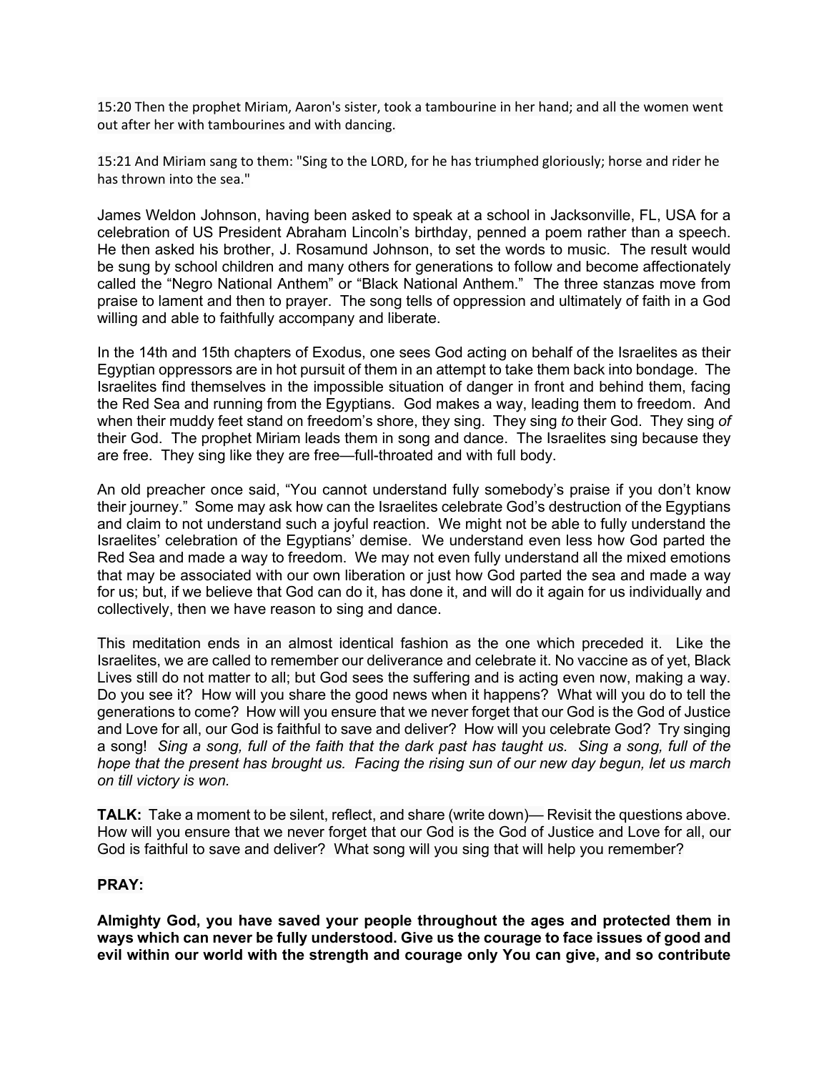15:20 Then the prophet Miriam, Aaron's sister, took a tambourine in her hand; and all the women went out after her with tambourines and with dancing.

15:21 And Miriam sang to them: "Sing to the LORD, for he has triumphed gloriously; horse and rider he has thrown into the sea."

James Weldon Johnson, having been asked to speak at a school in Jacksonville, FL, USA for a celebration of US President Abraham Lincoln's birthday, penned a poem rather than a speech. He then asked his brother, J. Rosamund Johnson, to set the words to music. The result would be sung by school children and many others for generations to follow and become affectionately called the "Negro National Anthem" or "Black National Anthem." The three stanzas move from praise to lament and then to prayer. The song tells of oppression and ultimately of faith in a God willing and able to faithfully accompany and liberate.

In the 14th and 15th chapters of Exodus, one sees God acting on behalf of the Israelites as their Egyptian oppressors are in hot pursuit of them in an attempt to take them back into bondage. The Israelites find themselves in the impossible situation of danger in front and behind them, facing the Red Sea and running from the Egyptians. God makes a way, leading them to freedom. And when their muddy feet stand on freedom's shore, they sing. They sing *to* their God. They sing *of* their God. The prophet Miriam leads them in song and dance. The Israelites sing because they are free. They sing like they are free—full-throated and with full body.

An old preacher once said, "You cannot understand fully somebody's praise if you don't know their journey." Some may ask how can the Israelites celebrate God's destruction of the Egyptians and claim to not understand such a joyful reaction. We might not be able to fully understand the Israelites' celebration of the Egyptians' demise. We understand even less how God parted the Red Sea and made a way to freedom. We may not even fully understand all the mixed emotions that may be associated with our own liberation or just how God parted the sea and made a way for us; but, if we believe that God can do it, has done it, and will do it again for us individually and collectively, then we have reason to sing and dance.

This meditation ends in an almost identical fashion as the one which preceded it. Like the Israelites, we are called to remember our deliverance and celebrate it. No vaccine as of yet, Black Lives still do not matter to all; but God sees the suffering and is acting even now, making a way. Do you see it? How will you share the good news when it happens? What will you do to tell the generations to come? How will you ensure that we never forget that our God is the God of Justice and Love for all, our God is faithful to save and deliver? How will you celebrate God? Try singing a song! *Sing a song, full of the faith that the dark past has taught us. Sing a song, full of the hope that the present has brought us. Facing the rising sun of our new day begun, let us march on till victory is won.*

**TALK:** Take a moment to be silent, reflect, and share (write down)— Revisit the questions above. How will you ensure that we never forget that our God is the God of Justice and Love for all, our God is faithful to save and deliver? What song will you sing that will help you remember?

**PRAY:**

**Almighty God, you have saved your people throughout the ages and protected them in ways which can never be fully understood. Give us the courage to face issues of good and evil within our world with the strength and courage only You can give, and so contribute**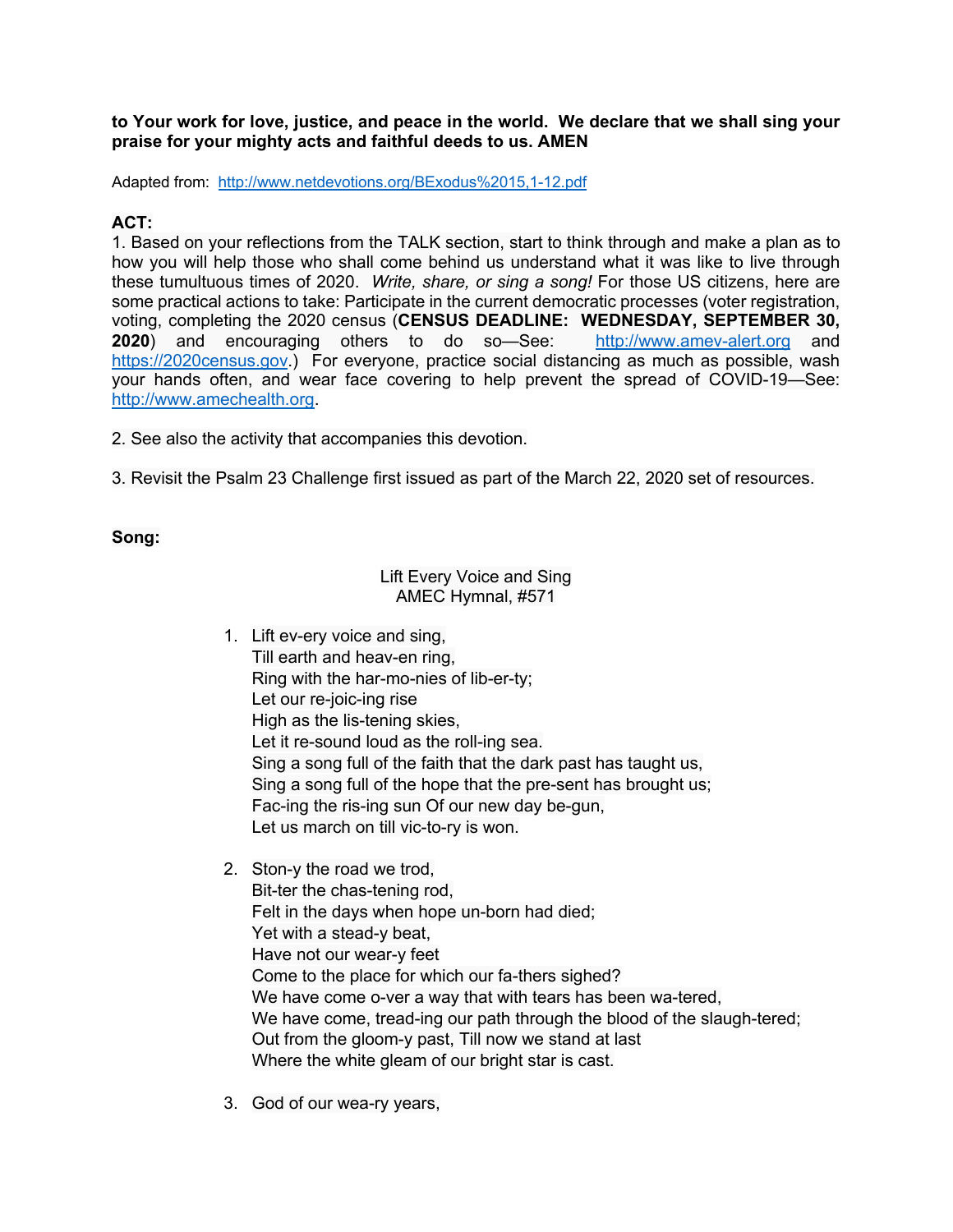**to Your work for love, justice, and peace in the world. We declare that we shall sing your praise for your mighty acts and faithful deeds to us. AMEN**

Adapted from: [http://www.netdevotions.org/BExodus%2015,1-12.pdf](http://www.netdevotions.org/BExodus%2015,1-12.pdf)

**ACT:**

1. Based on your reflections from the TALK section, start to think through and make a plan as to how you will help those who shall come behind us understand what it was like to live through these tumultuous times of 2020. *Write, share, or sing a song!* For those US citizens, here are some practical actions to take: Participate in the current democratic processes (voter registration, voting, completing the 2020 census (**CENSUS DEADLINE: WEDNESDAY, SEPTEMBER 30, 2020**) and encouraging others to do so—See: [http://www.amev-alert.org](http://www.amev-alert.org) and [https://2020census.gov](https://2020census.gov).) For everyone, practice social distancing as much as possible, wash your hands often, and wear face covering to help prevent the spread of COVID-19—See: [http://www.amechealth.org](http://www.amechealth.org).

2. See also the activity that accompanies this devotion.

3. Revisit the Psalm 23 Challenge first issued as part of the March 22, 2020 set of resources.

**Song:**

Lift Every Voice and Sing
AMEC Hymnal, #571

1. Lift ev-ery voice and sing,
   Till earth and heav-en ring,
   Ring with the har-mo-nies of lib-er-ty;
   Let our re-joic-ing rise
   High as the lis-tening skies,
   Let it re-sound loud as the roll-ing sea.
   Sing a song full of the faith that the dark past has taught us,
   Sing a song full of the hope that the pre-sent has brought us;
   Fac-ing the ris-ing sun Of our new day be-gun,
   Let us march on till vic-to-ry is won.

2. Ston-y the road we trod,
   Bit-ter the chas-tening rod,
   Felt in the days when hope un-born had died;
   Yet with a stead-y beat,
   Have not our wear-y feet
   Come to the place for which our fa-thers sighed?
   We have come o-ver a way that with tears has been wa-tered,
   We have come, tread-ing our path through the blood of the slaugh-tered;
   Out from the gloom-y past, Till now we stand at last
   Where the white gleam of our bright star is cast.

3. God of our wea-ry years,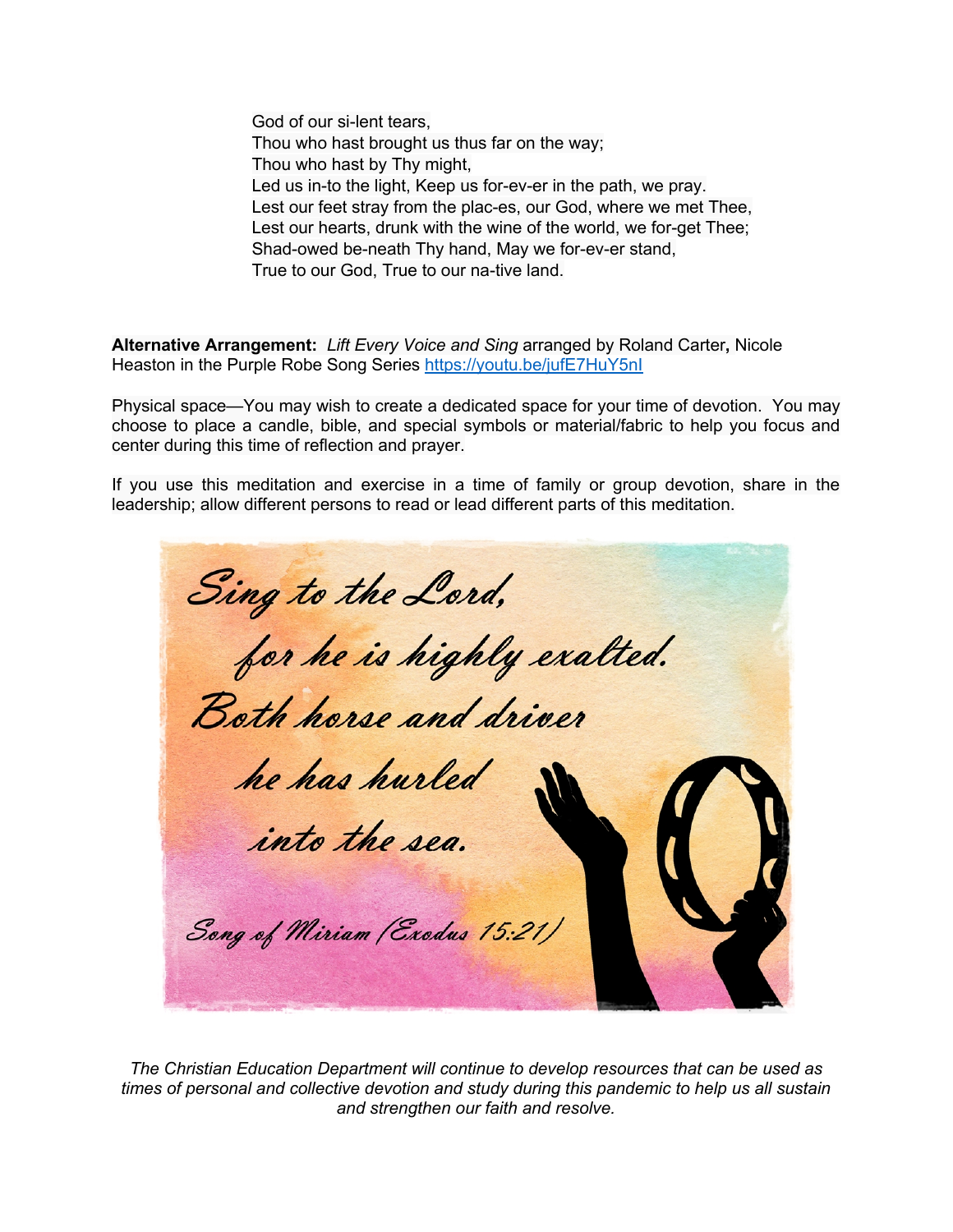God of our si-lent tears,
Thou who hast brought us thus far on the way;
Thou who hast by Thy might,
Led us in-to the light, Keep us for-ev-er in the path, we pray.
Lest our feet stray from the plac-es, our God, where we met Thee,
Lest our hearts, drunk with the wine of the world, we for-get Thee;
Shad-owed be-neath Thy hand, May we for-ev-er stand,
True to our God, True to our na-tive land.

**Alternative Arrangement:** *Lift Every Voice and Sing* arranged by Roland Carter**,** Nicole Heaston in the Purple Robe Song Series https://youtu.be/jufE7HuY5nI

Physical space—You may wish to create a dedicated space for your time of devotion. You may choose to place a candle, bible, and special symbols or material/fabric to help you focus and center during this time of reflection and prayer.

If you use this meditation and exercise in a time of family or group devotion, share in the leadership; allow different persons to read or lead different parts of this meditation.

*Sing to the Lord,*
*for he is highly exalted.*
*Both horse and driver*
*he has hurled*
*into the sea.*

*Song of Miriam (Exodus 15:21)*

*The Christian Education Department will continue to develop resources that can be used as times of personal and collective devotion and study during this pandemic to help us all sustain and strengthen our faith and resolve.*